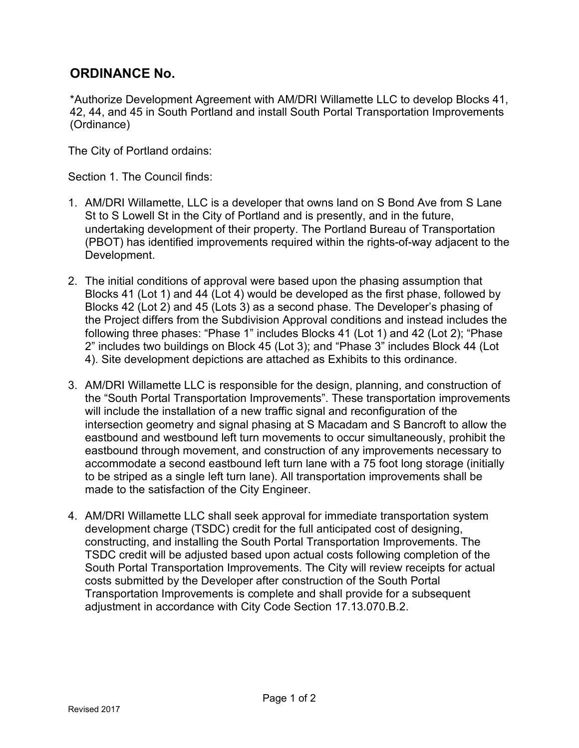## ORDINANCE No.

*Authorize Development Agreement with AM/DRI Willamette LLC to develop Blocks 41, 42, 44, and 45 in South Portland and install South Portal Transportation Improvements (Ordinance)

The City of Portland ordains:

Section 1. The Council finds:

1. AM/DRI Willamette, LLC is a developer that owns land on S Bond Ave from S Lane St to S Lowell St in the City of Portland and is presently, and in the future, undertaking development of their property. The Portland Bureau of Transportation (PBOT) has identified improvements required within the rights-of-way adjacent to the Development.

2. The initial conditions of approval were based upon the phasing assumption that Blocks 41 (Lot 1) and 44 (Lot 4) would be developed as the first phase, followed by Blocks 42 (Lot 2) and 45 (Lots 3) as a second phase. The Developer's phasing of the Project differs from the Subdivision Approval conditions and instead includes the following three phases: "Phase 1" includes Blocks 41 (Lot 1) and 42 (Lot 2); "Phase 2" includes two buildings on Block 45 (Lot 3); and "Phase 3" includes Block 44 (Lot 4). Site development depictions are attached as Exhibits to this ordinance.

3. AM/DRI Willamette LLC is responsible for the design, planning, and construction of the "South Portal Transportation Improvements". These transportation improvements will include the installation of a new traffic signal and reconfiguration of the intersection geometry and signal phasing at S Macadam and S Bancroft to allow the eastbound and westbound left turn movements to occur simultaneously, prohibit the eastbound through movement, and construction of any improvements necessary to accommodate a second eastbound left turn lane with a 75 foot long storage (initially to be striped as a single left turn lane). All transportation improvements shall be made to the satisfaction of the City Engineer.

4. AM/DRI Willamette LLC shall seek approval for immediate transportation system development charge (TSDC) credit for the full anticipated cost of designing, constructing, and installing the South Portal Transportation Improvements. The TSDC credit will be adjusted based upon actual costs following completion of the South Portal Transportation Improvements. The City will review receipts for actual costs submitted by the Developer after construction of the South Portal Transportation Improvements is complete and shall provide for a subsequent adjustment in accordance with City Code Section 17.13.070.B.2.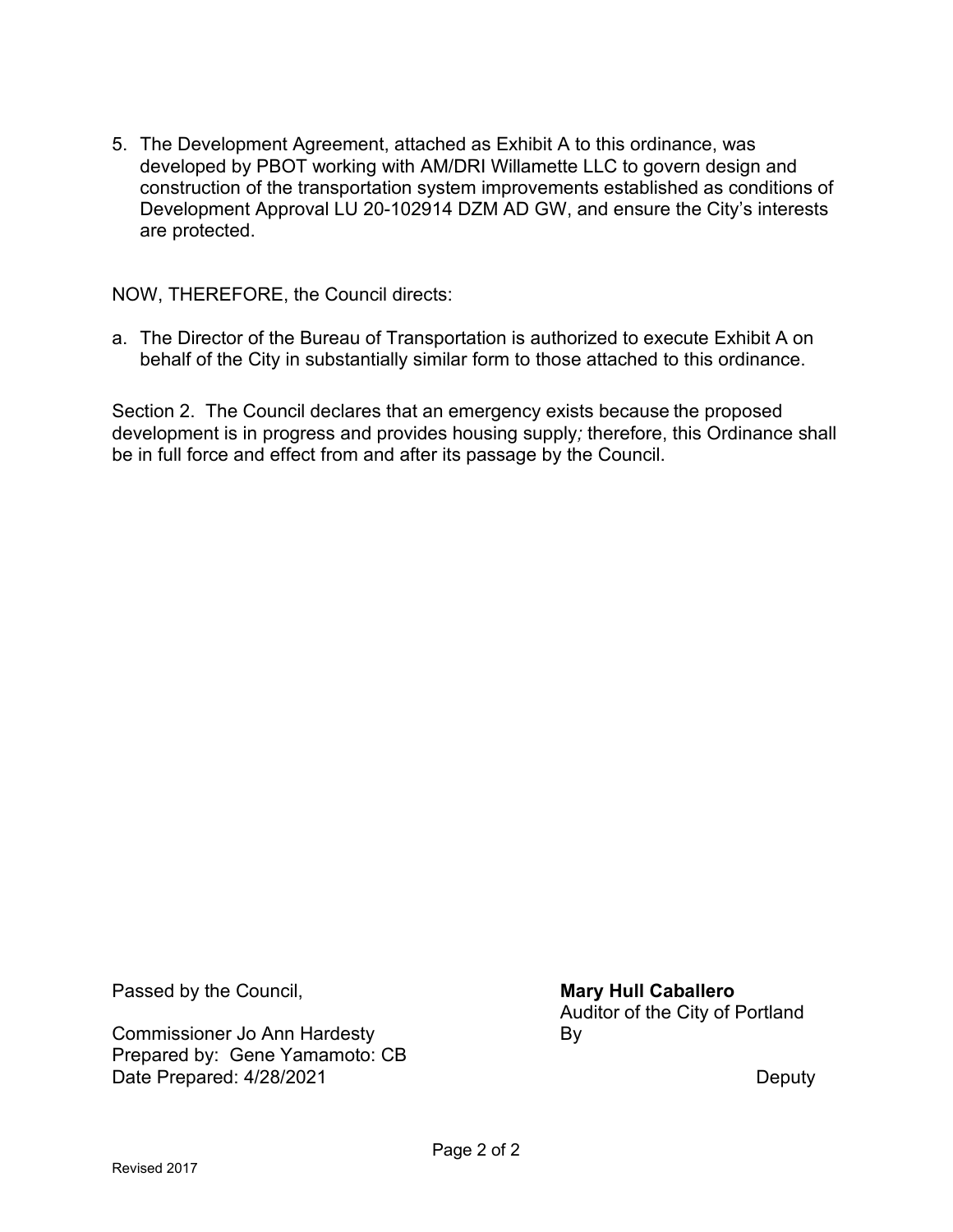5. The Development Agreement, attached as Exhibit A to this ordinance, was developed by PBOT working with AM/DRI Willamette LLC to govern design and construction of the transportation system improvements established as conditions of Development Approval LU 20-102914 DZM AD GW, and ensure the City's interests are protected.

NOW, THEREFORE, the Council directs:

a. The Director of the Bureau of Transportation is authorized to execute Exhibit A on behalf of the City in substantially similar form to those attached to this ordinance.

Section 2. The Council declares that an emergency exists because the proposed development is in progress and provides housing supply*;* therefore, this Ordinance shall be in full force and effect from and after its passage by the Council.

Passed by the Council,

Commissioner Jo Ann Hardesty
Prepared by: Gene Yamamoto: CB
Date Prepared: 4/28/2021

**Mary Hull Caballero**
Auditor of the City of Portland
By

Deputy

Revised 2017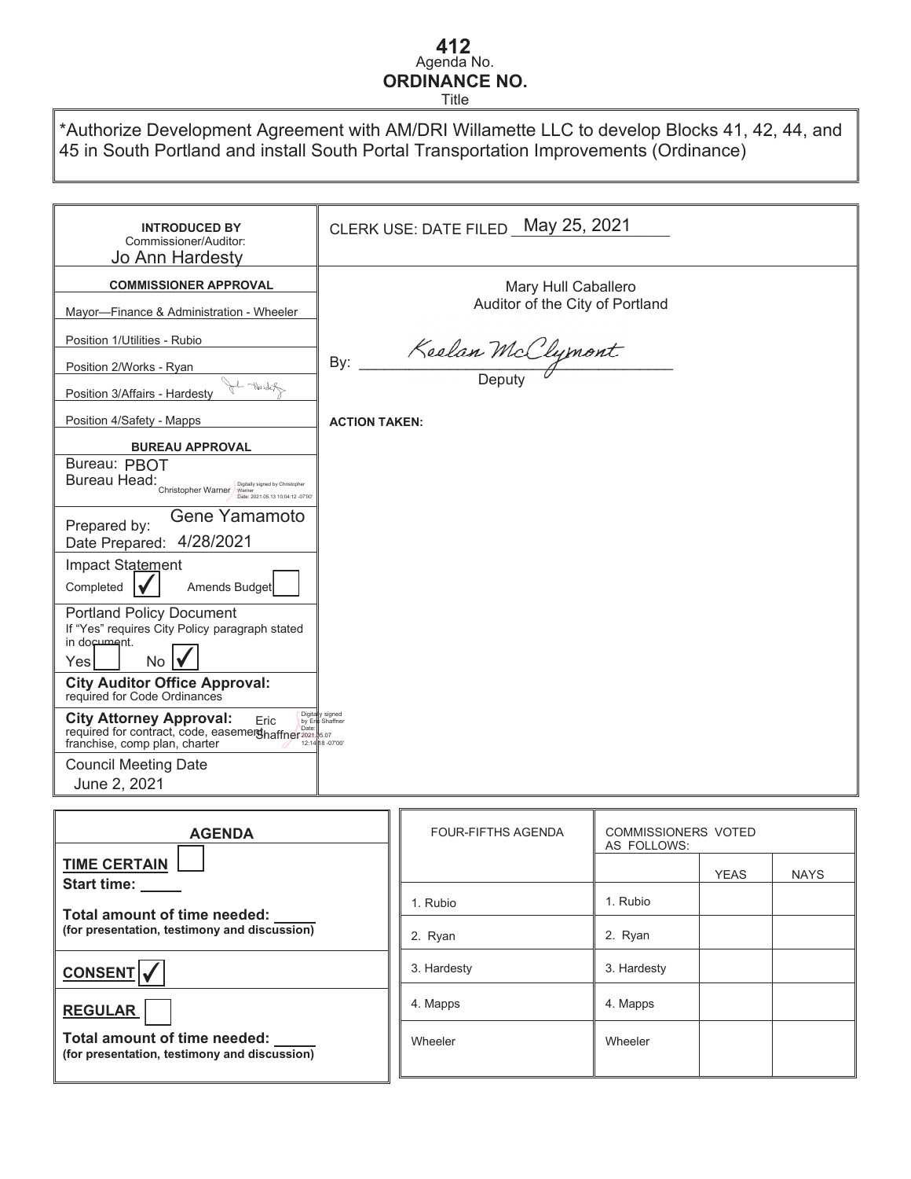**412**
Agenda No.
**ORDINANCE NO.**
Title

*Authorize Development Agreement with AM/DRI Willamette LLC to develop Blocks 41, 42, 44, and 45 in South Portland and install South Portal Transportation Improvements (Ordinance)

| | |
|---|---|
| **INTRODUCED BY** Commissioner/Auditor: Jo Ann Hardesty | CLERK USE: DATE FILED May 25, 2021 |
| **COMMISSIONER APPROVAL** | Mary Hull Caballero<br>Auditor of the City of Portland |
| Mayor—Finance & Administration - Wheeler | |
| Position 1/Utilities - Rubio | By: Keelan McClymont<br>Deputy |
| Position 2/Works - Ryan | |
| Position 3/Affairs - Hardesty | |
| Position 4/Safety - Mapps | **ACTION TAKEN:** |
| **BUREAU APPROVAL** | |
| Bureau: PBOT<br>Bureau Head: Christopher Warner (Digitally signed by Christopher Warner Date: 2021.05.13 10:04:12 -07'00') | |
| Prepared by: Gene Yamamoto<br>Date Prepared: 4/28/2021 | |
| Impact Statement<br>Completed ☑ Amends Budget ☐ | |
| Portland Policy Document<br>If "Yes" requires City Policy paragraph stated in document.<br>Yes ☐ No ☑ | |
| **City Auditor Office Approval:** required for Code Ordinances | |
| **City Attorney Approval:** required for contract, code, easement, franchise, comp plan, charter — Eric Shaffner (Digitally signed by Eric Shaffner Date: 2021.05.07 12:14:18 -07'00') | |
| Council Meeting Date<br>June 2, 2021 | |

**AGENDA**

**TIME CERTAIN** ☐
**Start time:** ____

**Total amount of time needed:** ____
**(for presentation, testimony and discussion)**

**CONSENT** ☑

**REGULAR** ☐

**Total amount of time needed:** ____
**(for presentation, testimony and discussion)**

| FOUR-FIFTHS AGENDA | COMMISSIONERS VOTED AS FOLLOWS: | YEAS | NAYS |
|---|---|---|---|
| 1. Rubio | 1. Rubio | | |
| 2. Ryan | 2. Ryan | | |
| 3. Hardesty | 3. Hardesty | | |
| 4. Mapps | 4. Mapps | | |
| Wheeler | Wheeler | | |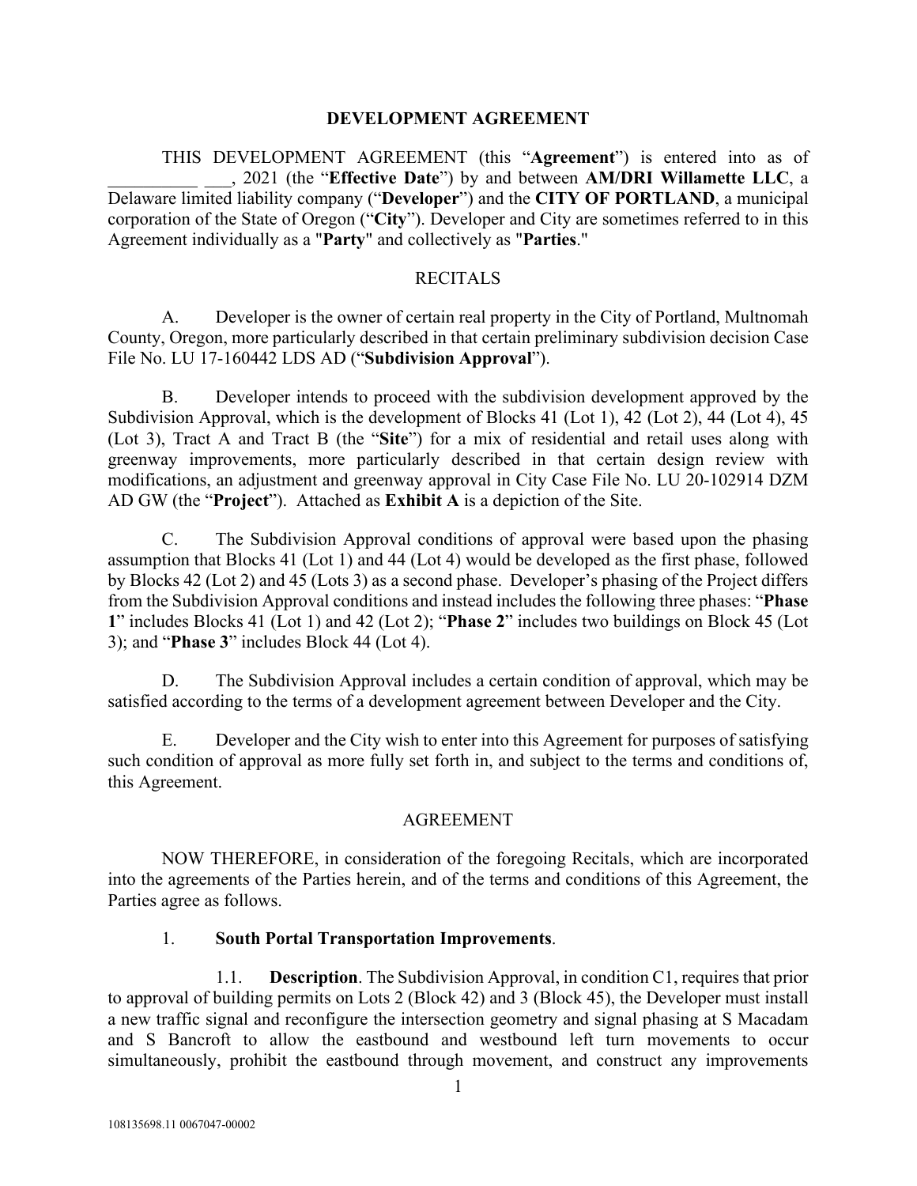# DEVELOPMENT AGREEMENT

THIS DEVELOPMENT AGREEMENT (this "**Agreement**") is entered into as of __________ ___, 2021 (the "**Effective Date**") by and between **AM/DRI Willamette LLC**, a Delaware limited liability company ("**Developer**") and the **CITY OF PORTLAND**, a municipal corporation of the State of Oregon ("**City**"). Developer and City are sometimes referred to in this Agreement individually as a "**Party**" and collectively as "**Parties**."

## RECITALS

A. Developer is the owner of certain real property in the City of Portland, Multnomah County, Oregon, more particularly described in that certain preliminary subdivision decision Case File No. LU 17-160442 LDS AD ("**Subdivision Approval**").

B. Developer intends to proceed with the subdivision development approved by the Subdivision Approval, which is the development of Blocks 41 (Lot 1), 42 (Lot 2), 44 (Lot 4), 45 (Lot 3), Tract A and Tract B (the "**Site**") for a mix of residential and retail uses along with greenway improvements, more particularly described in that certain design review with modifications, an adjustment and greenway approval in City Case File No. LU 20-102914 DZM AD GW (the "**Project**"). Attached as **Exhibit A** is a depiction of the Site.

C. The Subdivision Approval conditions of approval were based upon the phasing assumption that Blocks 41 (Lot 1) and 44 (Lot 4) would be developed as the first phase, followed by Blocks 42 (Lot 2) and 45 (Lots 3) as a second phase. Developer's phasing of the Project differs from the Subdivision Approval conditions and instead includes the following three phases: "**Phase 1**" includes Blocks 41 (Lot 1) and 42 (Lot 2); "**Phase 2**" includes two buildings on Block 45 (Lot 3); and "**Phase 3**" includes Block 44 (Lot 4).

D. The Subdivision Approval includes a certain condition of approval, which may be satisfied according to the terms of a development agreement between Developer and the City.

E. Developer and the City wish to enter into this Agreement for purposes of satisfying such condition of approval as more fully set forth in, and subject to the terms and conditions of, this Agreement.

## AGREEMENT

NOW THEREFORE, in consideration of the foregoing Recitals, which are incorporated into the agreements of the Parties herein, and of the terms and conditions of this Agreement, the Parties agree as follows.

1. **South Portal Transportation Improvements**.

1.1. **Description**. The Subdivision Approval, in condition C1, requires that prior to approval of building permits on Lots 2 (Block 42) and 3 (Block 45), the Developer must install a new traffic signal and reconfigure the intersection geometry and signal phasing at S Macadam and S Bancroft to allow the eastbound and westbound left turn movements to occur simultaneously, prohibit the eastbound through movement, and construct any improvements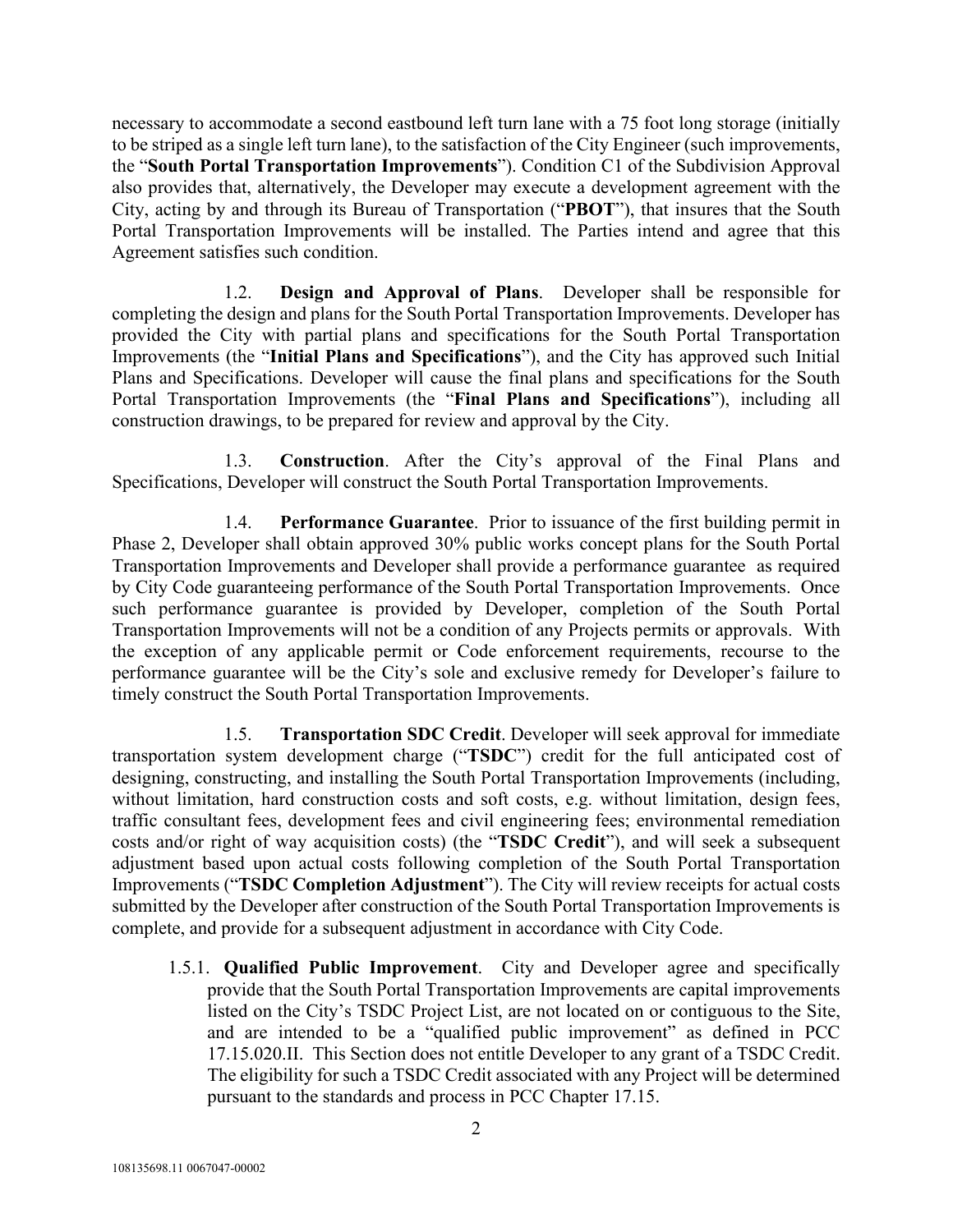necessary to accommodate a second eastbound left turn lane with a 75 foot long storage (initially to be striped as a single left turn lane), to the satisfaction of the City Engineer (such improvements, the "**South Portal Transportation Improvements**"). Condition C1 of the Subdivision Approval also provides that, alternatively, the Developer may execute a development agreement with the City, acting by and through its Bureau of Transportation ("**PBOT**"), that insures that the South Portal Transportation Improvements will be installed. The Parties intend and agree that this Agreement satisfies such condition.

1.2. **Design and Approval of Plans**. Developer shall be responsible for completing the design and plans for the South Portal Transportation Improvements. Developer has provided the City with partial plans and specifications for the South Portal Transportation Improvements (the "**Initial Plans and Specifications**"), and the City has approved such Initial Plans and Specifications. Developer will cause the final plans and specifications for the South Portal Transportation Improvements (the "**Final Plans and Specifications**"), including all construction drawings, to be prepared for review and approval by the City.

1.3. **Construction**. After the City's approval of the Final Plans and Specifications, Developer will construct the South Portal Transportation Improvements.

1.4. **Performance Guarantee**. Prior to issuance of the first building permit in Phase 2, Developer shall obtain approved 30% public works concept plans for the South Portal Transportation Improvements and Developer shall provide a performance guarantee as required by City Code guaranteeing performance of the South Portal Transportation Improvements. Once such performance guarantee is provided by Developer, completion of the South Portal Transportation Improvements will not be a condition of any Projects permits or approvals. With the exception of any applicable permit or Code enforcement requirements, recourse to the performance guarantee will be the City's sole and exclusive remedy for Developer's failure to timely construct the South Portal Transportation Improvements.

1.5. **Transportation SDC Credit**. Developer will seek approval for immediate transportation system development charge ("**TSDC**") credit for the full anticipated cost of designing, constructing, and installing the South Portal Transportation Improvements (including, without limitation, hard construction costs and soft costs, e.g. without limitation, design fees, traffic consultant fees, development fees and civil engineering fees; environmental remediation costs and/or right of way acquisition costs) (the "**TSDC Credit**"), and will seek a subsequent adjustment based upon actual costs following completion of the South Portal Transportation Improvements ("**TSDC Completion Adjustment**"). The City will review receipts for actual costs submitted by the Developer after construction of the South Portal Transportation Improvements is complete, and provide for a subsequent adjustment in accordance with City Code.

1.5.1. **Qualified Public Improvement**. City and Developer agree and specifically provide that the South Portal Transportation Improvements are capital improvements listed on the City's TSDC Project List, are not located on or contiguous to the Site, and are intended to be a "qualified public improvement" as defined in PCC 17.15.020.II. This Section does not entitle Developer to any grant of a TSDC Credit. The eligibility for such a TSDC Credit associated with any Project will be determined pursuant to the standards and process in PCC Chapter 17.15.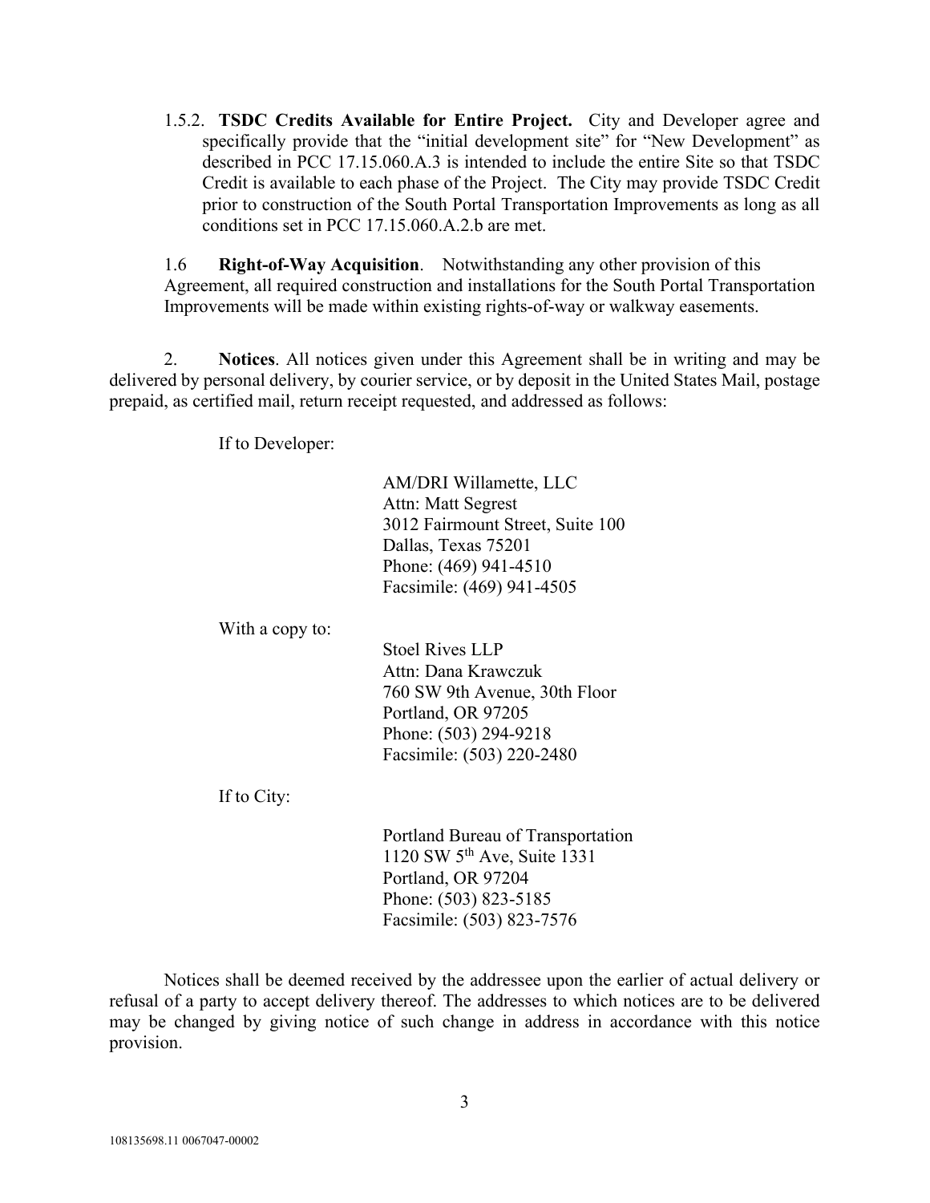1.5.2. **TSDC Credits Available for Entire Project.** City and Developer agree and specifically provide that the "initial development site" for "New Development" as described in PCC 17.15.060.A.3 is intended to include the entire Site so that TSDC Credit is available to each phase of the Project. The City may provide TSDC Credit prior to construction of the South Portal Transportation Improvements as long as all conditions set in PCC 17.15.060.A.2.b are met.

1.6 **Right-of-Way Acquisition**. Notwithstanding any other provision of this Agreement, all required construction and installations for the South Portal Transportation Improvements will be made within existing rights-of-way or walkway easements.

2. **Notices**. All notices given under this Agreement shall be in writing and may be delivered by personal delivery, by courier service, or by deposit in the United States Mail, postage prepaid, as certified mail, return receipt requested, and addressed as follows:

If to Developer:

AM/DRI Willamette, LLC
Attn: Matt Segrest
3012 Fairmount Street, Suite 100
Dallas, Texas 75201
Phone: (469) 941-4510
Facsimile: (469) 941-4505

With a copy to:

Stoel Rives LLP
Attn: Dana Krawczuk
760 SW 9th Avenue, 30th Floor
Portland, OR 97205
Phone: (503) 294-9218
Facsimile: (503) 220-2480

If to City:

Portland Bureau of Transportation
1120 SW 5th Ave, Suite 1331
Portland, OR 97204
Phone: (503) 823-5185
Facsimile: (503) 823-7576

Notices shall be deemed received by the addressee upon the earlier of actual delivery or refusal of a party to accept delivery thereof. The addresses to which notices are to be delivered may be changed by giving notice of such change in address in accordance with this notice provision.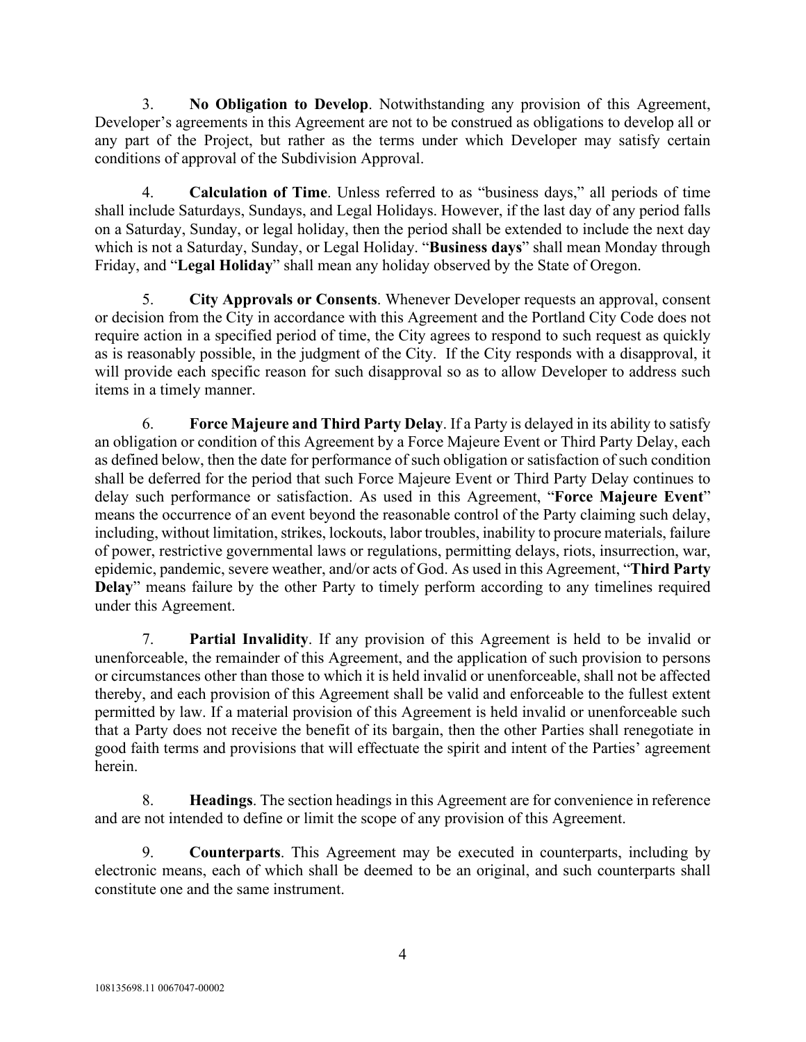3. **No Obligation to Develop**. Notwithstanding any provision of this Agreement, Developer's agreements in this Agreement are not to be construed as obligations to develop all or any part of the Project, but rather as the terms under which Developer may satisfy certain conditions of approval of the Subdivision Approval.

4. **Calculation of Time**. Unless referred to as "business days," all periods of time shall include Saturdays, Sundays, and Legal Holidays. However, if the last day of any period falls on a Saturday, Sunday, or legal holiday, then the period shall be extended to include the next day which is not a Saturday, Sunday, or Legal Holiday. "**Business days**" shall mean Monday through Friday, and "**Legal Holiday**" shall mean any holiday observed by the State of Oregon.

5. **City Approvals or Consents**. Whenever Developer requests an approval, consent or decision from the City in accordance with this Agreement and the Portland City Code does not require action in a specified period of time, the City agrees to respond to such request as quickly as is reasonably possible, in the judgment of the City. If the City responds with a disapproval, it will provide each specific reason for such disapproval so as to allow Developer to address such items in a timely manner.

6. **Force Majeure and Third Party Delay**. If a Party is delayed in its ability to satisfy an obligation or condition of this Agreement by a Force Majeure Event or Third Party Delay, each as defined below, then the date for performance of such obligation or satisfaction of such condition shall be deferred for the period that such Force Majeure Event or Third Party Delay continues to delay such performance or satisfaction. As used in this Agreement, "**Force Majeure Event**" means the occurrence of an event beyond the reasonable control of the Party claiming such delay, including, without limitation, strikes, lockouts, labor troubles, inability to procure materials, failure of power, restrictive governmental laws or regulations, permitting delays, riots, insurrection, war, epidemic, pandemic, severe weather, and/or acts of God. As used in this Agreement, "**Third Party Delay**" means failure by the other Party to timely perform according to any timelines required under this Agreement.

7. **Partial Invalidity**. If any provision of this Agreement is held to be invalid or unenforceable, the remainder of this Agreement, and the application of such provision to persons or circumstances other than those to which it is held invalid or unenforceable, shall not be affected thereby, and each provision of this Agreement shall be valid and enforceable to the fullest extent permitted by law. If a material provision of this Agreement is held invalid or unenforceable such that a Party does not receive the benefit of its bargain, then the other Parties shall renegotiate in good faith terms and provisions that will effectuate the spirit and intent of the Parties' agreement herein.

8. **Headings**. The section headings in this Agreement are for convenience in reference and are not intended to define or limit the scope of any provision of this Agreement.

9. **Counterparts**. This Agreement may be executed in counterparts, including by electronic means, each of which shall be deemed to be an original, and such counterparts shall constitute one and the same instrument.

108135698.11 0067047-00002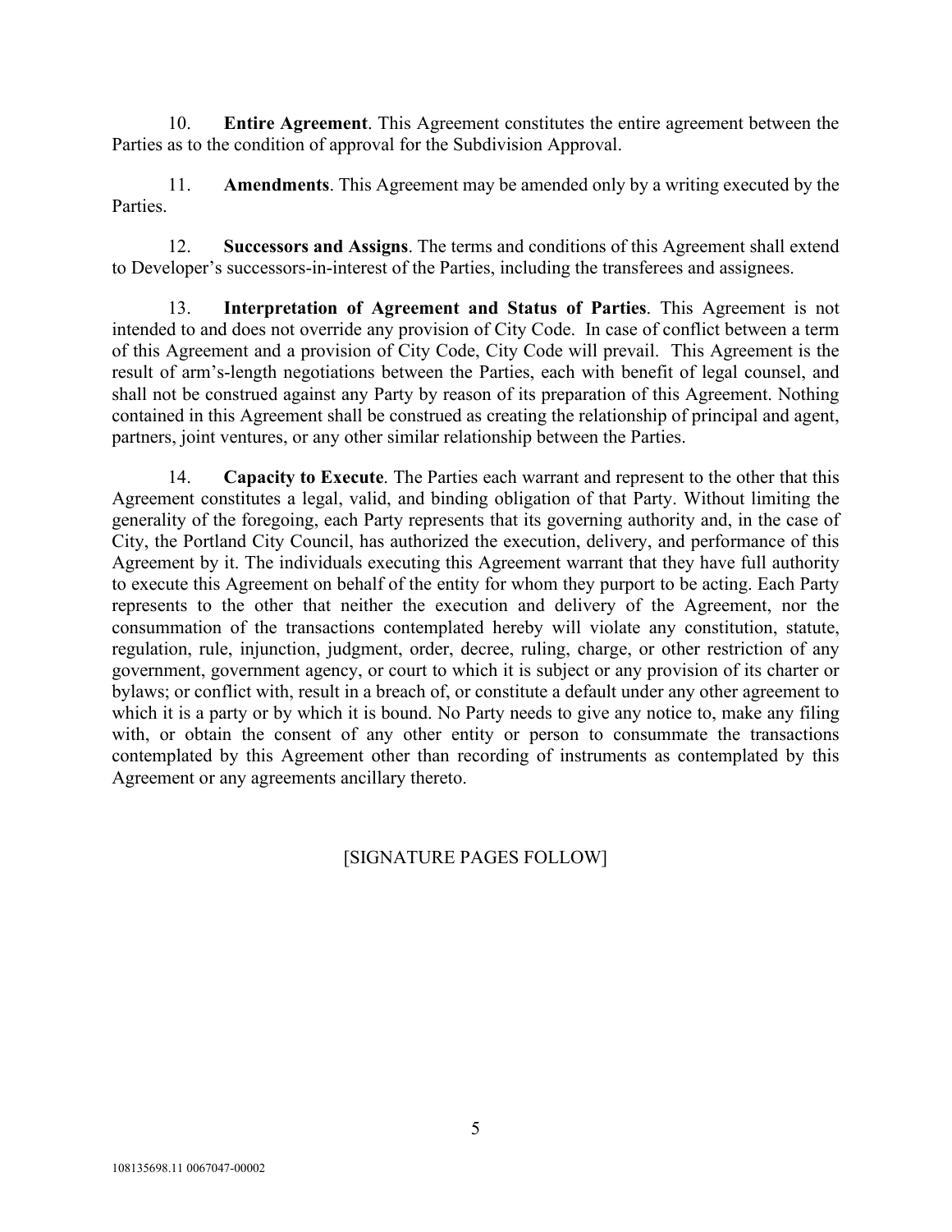10. **Entire Agreement**. This Agreement constitutes the entire agreement between the Parties as to the condition of approval for the Subdivision Approval.

11. **Amendments**. This Agreement may be amended only by a writing executed by the Parties.

12. **Successors and Assigns**. The terms and conditions of this Agreement shall extend to Developer's successors-in-interest of the Parties, including the transferees and assignees.

13. **Interpretation of Agreement and Status of Parties**. This Agreement is not intended to and does not override any provision of City Code. In case of conflict between a term of this Agreement and a provision of City Code, City Code will prevail. This Agreement is the result of arm's-length negotiations between the Parties, each with benefit of legal counsel, and shall not be construed against any Party by reason of its preparation of this Agreement. Nothing contained in this Agreement shall be construed as creating the relationship of principal and agent, partners, joint ventures, or any other similar relationship between the Parties.

14. **Capacity to Execute**. The Parties each warrant and represent to the other that this Agreement constitutes a legal, valid, and binding obligation of that Party. Without limiting the generality of the foregoing, each Party represents that its governing authority and, in the case of City, the Portland City Council, has authorized the execution, delivery, and performance of this Agreement by it. The individuals executing this Agreement warrant that they have full authority to execute this Agreement on behalf of the entity for whom they purport to be acting. Each Party represents to the other that neither the execution and delivery of the Agreement, nor the consummation of the transactions contemplated hereby will violate any constitution, statute, regulation, rule, injunction, judgment, order, decree, ruling, charge, or other restriction of any government, government agency, or court to which it is subject or any provision of its charter or bylaws; or conflict with, result in a breach of, or constitute a default under any other agreement to which it is a party or by which it is bound. No Party needs to give any notice to, make any filing with, or obtain the consent of any other entity or person to consummate the transactions contemplated by this Agreement other than recording of instruments as contemplated by this Agreement or any agreements ancillary thereto.

[SIGNATURE PAGES FOLLOW]

108135698.11 0067047-00002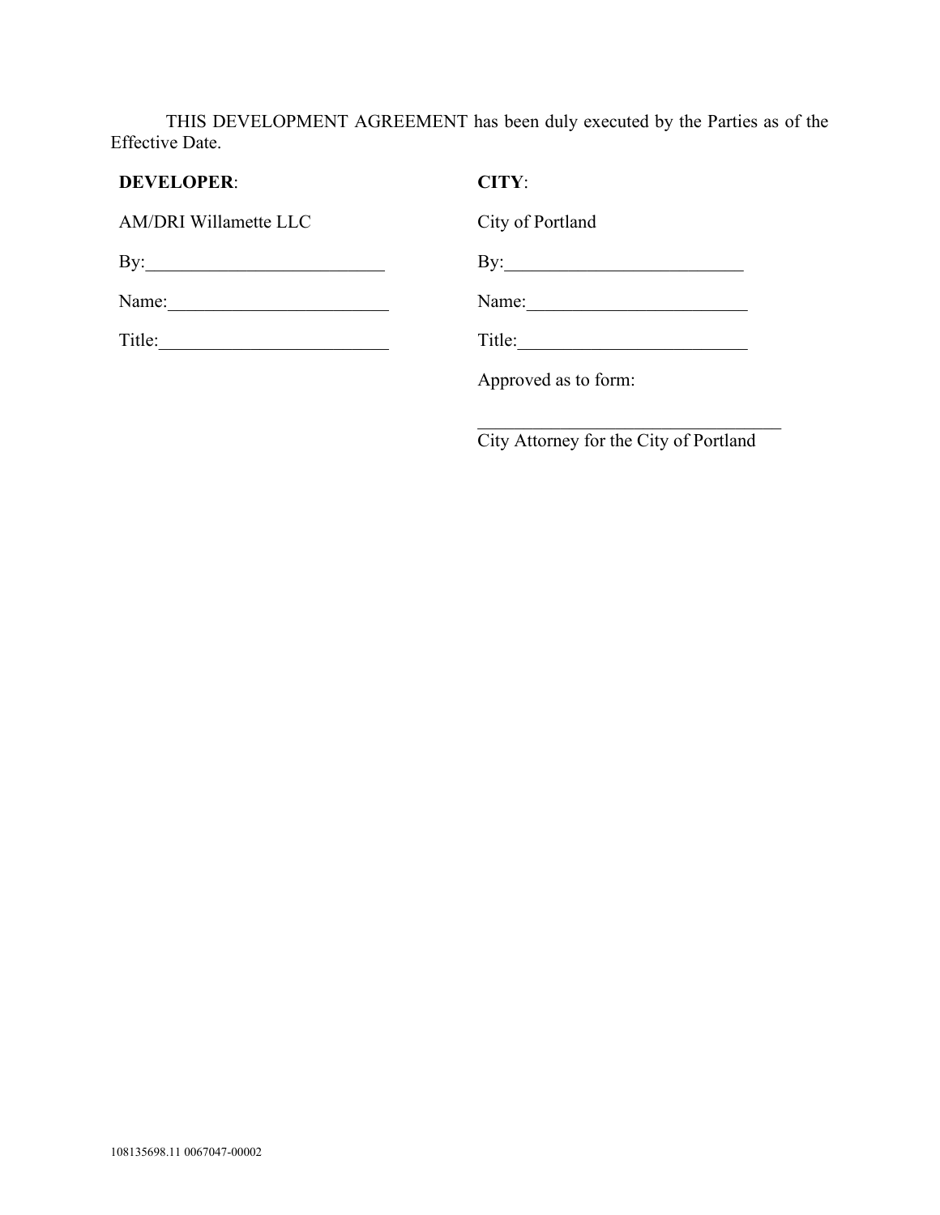THIS DEVELOPMENT AGREEMENT has been duly executed by the Parties as of the Effective Date.

**DEVELOPER**:

AM/DRI Willamette LLC

By:_________________________

Name:________________________

Title:_________________________

**CITY**:

City of Portland

By:_________________________

Name:________________________

Title:_________________________

Approved as to form:

___________________________________
City Attorney for the City of Portland

108135698.11 0067047-00002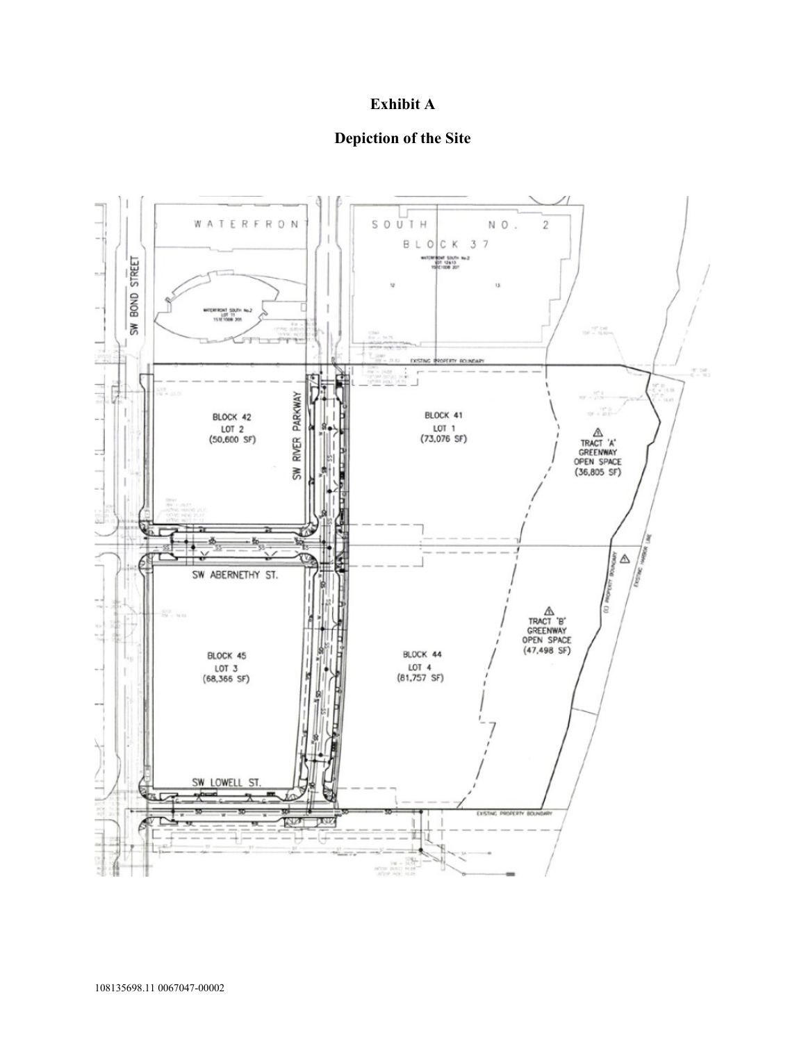# Exhibit A

## Depiction of the Site

WATERFRONT SOUTH NO. 2

BLOCK 37

SW BOND STREET

BLOCK 42
LOT 2
(50,600 SF)

SW RIVER PARKWAY

BLOCK 41
LOT 1
(73,076 SF)

TRACT 'A'
GREENWAY
OPEN SPACE
(36,805 SF)

SW ABERNETHY ST.

BLOCK 45
LOT 3
(68,366 SF)

BLOCK 44
LOT 4
(81,757 SF)

TRACT 'B'
GREENWAY
OPEN SPACE
(47,498 SF)

SW LOWELL ST.

EXISTING PROPERTY BOUNDARY

EXISTING HARBOR LINE

(E) PROPERTY BOUNDARY

108135698.11 0067047-00002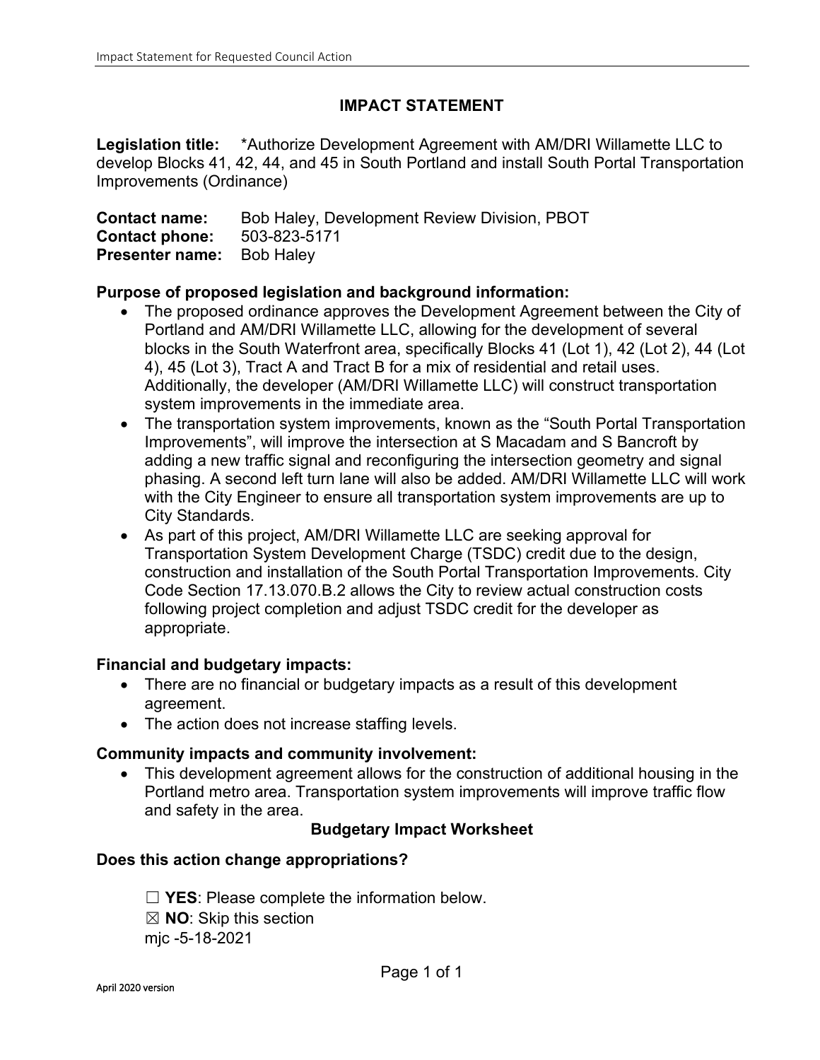# IMPACT STATEMENT

**Legision title:**

# IMPACT STATEMENT

**Legislation title:** *Authorize Development Agreement with AM/DRI Willamette LLC to develop Blocks 41, 42, 44, and 45 in South Portland and install South Portal Transportation Improvements (Ordinance)

**Contact name:** Bob Haley, Development Review Division, PBOT
**Contact phone:** 503-823-5171
**Presenter name:** Bob Haley

**Purpose of proposed legislation and background information:**

- The proposed ordinance approves the Development Agreement between the City of Portland and AM/DRI Willamette LLC, allowing for the development of several blocks in the South Waterfront area, specifically Blocks 41 (Lot 1), 42 (Lot 2), 44 (Lot 4), 45 (Lot 3), Tract A and Tract B for a mix of residential and retail uses. Additionally, the developer (AM/DRI Willamette LLC) will construct transportation system improvements in the immediate area.
- The transportation system improvements, known as the "South Portal Transportation Improvements", will improve the intersection at S Macadam and S Bancroft by adding a new traffic signal and reconfiguring the intersection geometry and signal phasing. A second left turn lane will also be added. AM/DRI Willamette LLC will work with the City Engineer to ensure all transportation system improvements are up to City Standards.
- As part of this project, AM/DRI Willamette LLC are seeking approval for Transportation System Development Charge (TSDC) credit due to the design, construction and installation of the South Portal Transportation Improvements. City Code Section 17.13.070.B.2 allows the City to review actual construction costs following project completion and adjust TSDC credit for the developer as appropriate.

**Financial and budgetary impacts:**

- There are no financial or budgetary impacts as a result of this development agreement.
- The action does not increase staffing levels.

**Community impacts and community involvement:**

- This development agreement allows for the construction of additional housing in the Portland metro area. Transportation system improvements will improve traffic flow and safety in the area.

**Budgetary Impact Worksheet**

**Does this action change appropriations?**

☐ **YES**: Please complete the information below.
☒ **NO**: Skip this section
mjc -5-18-2021